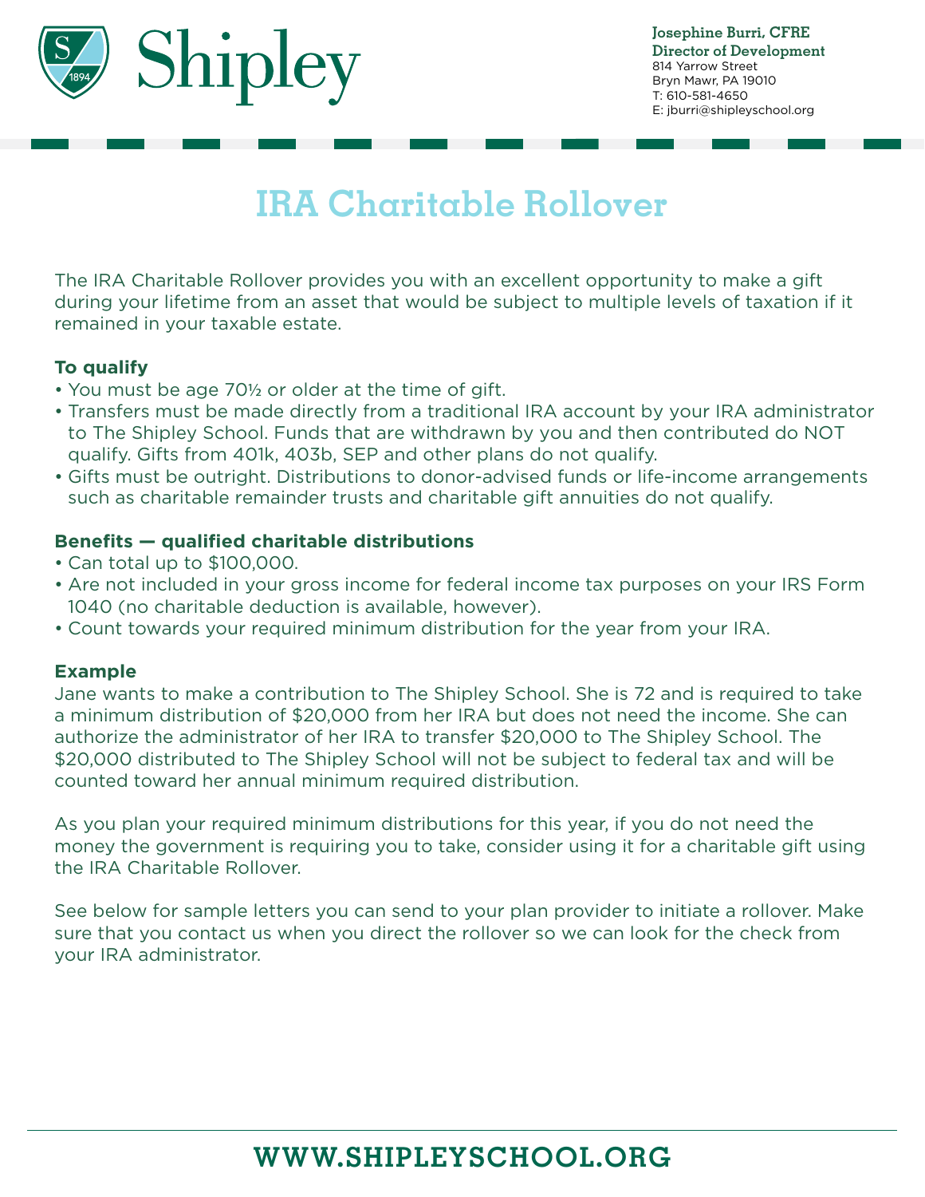Shipley

**Josephine Burri, CFRE**
**Director of Development**
814 Yarrow Street
Bryn Mawr, PA 19010
T: 610-581-4650
E: jburri@shipleyschool.org

# IRA Charitable Rollover

The IRA Charitable Rollover provides you with an excellent opportunity to make a gift during your lifetime from an asset that would be subject to multiple levels of taxation if it remained in your taxable estate.

**To qualify**

- You must be age 70½ or older at the time of gift.
- Transfers must be made directly from a traditional IRA account by your IRA administrator to The Shipley School. Funds that are withdrawn by you and then contributed do NOT qualify. Gifts from 401k, 403b, SEP and other plans do not qualify.
- Gifts must be outright. Distributions to donor-advised funds or life-income arrangements such as charitable remainder trusts and charitable gift annuities do not qualify.

**Benefits — qualified charitable distributions**

- Can total up to $100,000.
- Are not included in your gross income for federal income tax purposes on your IRS Form 1040 (no charitable deduction is available, however).
- Count towards your required minimum distribution for the year from your IRA.

**Example**

Jane wants to make a contribution to The Shipley School. She is 72 and is required to take a minimum distribution of $20,000 from her IRA but does not need the income. She can authorize the administrator of her IRA to transfer $20,000 to The Shipley School. The $20,000 distributed to The Shipley School will not be subject to federal tax and will be counted toward her annual minimum required distribution.

As you plan your required minimum distributions for this year, if you do not need the money the government is requiring you to take, consider using it for a charitable gift using the IRA Charitable Rollover.

See below for sample letters you can send to your plan provider to initiate a rollover. Make sure that you contact us when you direct the rollover so we can look for the check from your IRA administrator.

**WWW.SHIPLEYSCHOOL.ORG**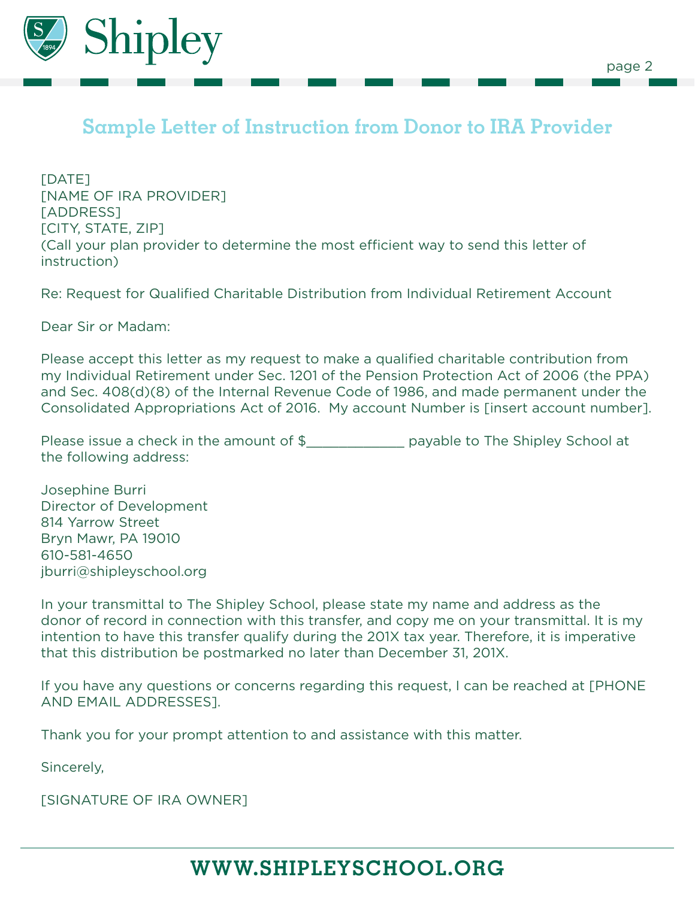## Sample Letter of Instruction from Donor to IRA Provider

[DATE]
[NAME OF IRA PROVIDER]
[ADDRESS]
[CITY, STATE, ZIP]
(Call your plan provider to determine the most efficient way to send this letter of instruction)

Re: Request for Qualified Charitable Distribution from Individual Retirement Account

Dear Sir or Madam:

Please accept this letter as my request to make a qualified charitable contribution from my Individual Retirement under Sec. 1201 of the Pension Protection Act of 2006 (the PPA) and Sec. 408(d)(8) of the Internal Revenue Code of 1986, and made permanent under the Consolidated Appropriations Act of 2016. My account Number is [insert account number].

Please issue a check in the amount of $____________ payable to The Shipley School at the following address:

Josephine Burri
Director of Development
814 Yarrow Street
Bryn Mawr, PA 19010
610-581-4650
jburri@shipleyschool.org

In your transmittal to The Shipley School, please state my name and address as the donor of record in connection with this transfer, and copy me on your transmittal. It is my intention to have this transfer qualify during the 201X tax year. Therefore, it is imperative that this distribution be postmarked no later than December 31, 201X.

If you have any questions or concerns regarding this request, I can be reached at [PHONE AND EMAIL ADDRESSES].

Thank you for your prompt attention to and assistance with this matter.

Sincerely,

[SIGNATURE OF IRA OWNER]

**WWW.SHIPLEYSCHOOL.ORG**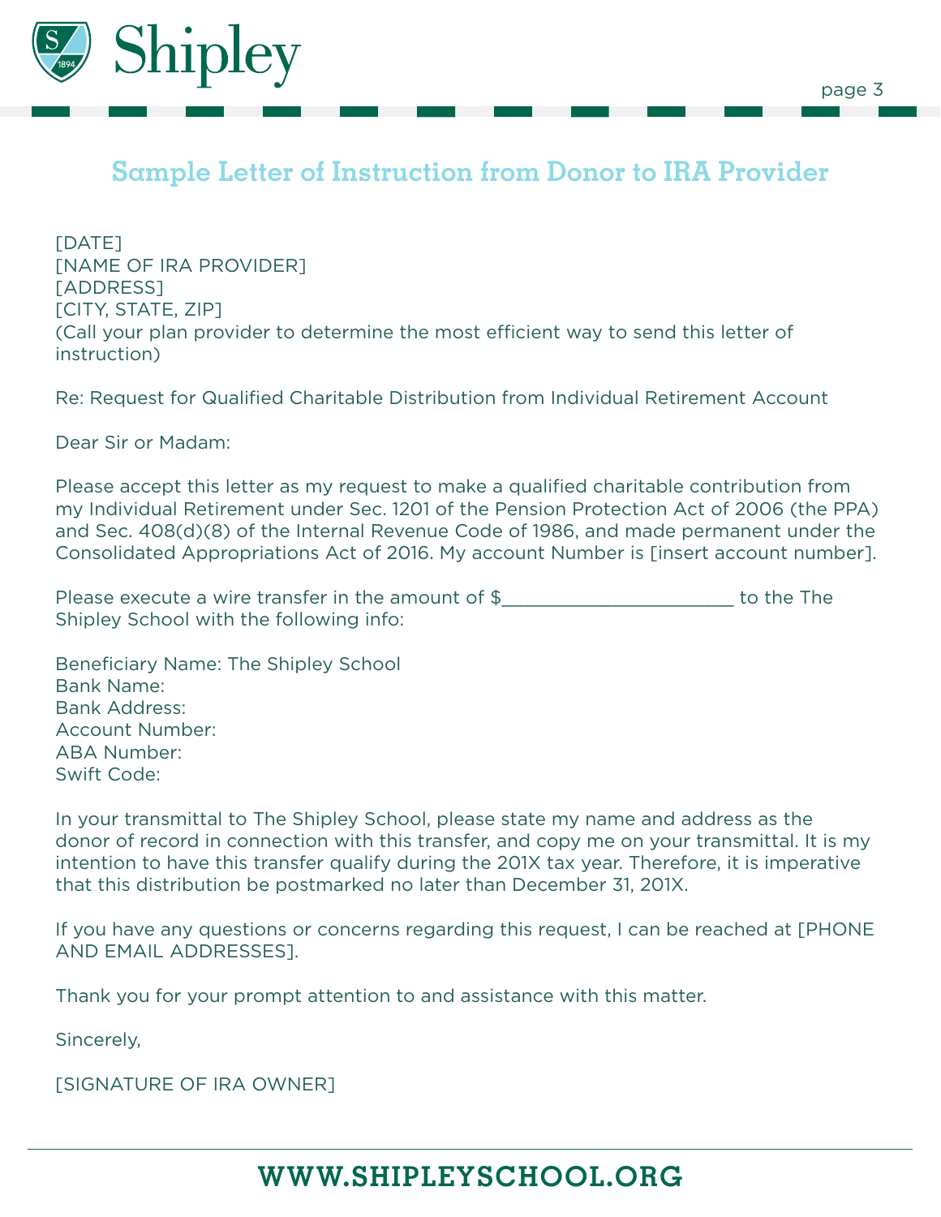## Sample Letter of Instruction from Donor to IRA Provider

[DATE]
[NAME OF IRA PROVIDER]
[ADDRESS]
[CITY, STATE, ZIP]
(Call your plan provider to determine the most efficient way to send this letter of instruction)

Re: Request for Qualified Charitable Distribution from Individual Retirement Account

Dear Sir or Madam:

Please accept this letter as my request to make a qualified charitable contribution from my Individual Retirement under Sec. 1201 of the Pension Protection Act of 2006 (the PPA) and Sec. 408(d)(8) of the Internal Revenue Code of 1986, and made permanent under the Consolidated Appropriations Act of 2016. My account Number is [insert account number].

Please execute a wire transfer in the amount of $______________________ to the The Shipley School with the following info:

Beneficiary Name: The Shipley School
Bank Name:
Bank Address:
Account Number:
ABA Number:
Swift Code:

In your transmittal to The Shipley School, please state my name and address as the donor of record in connection with this transfer, and copy me on your transmittal. It is my intention to have this transfer qualify during the 201X tax year. Therefore, it is imperative that this distribution be postmarked no later than December 31, 201X.

If you have any questions or concerns regarding this request, I can be reached at [PHONE AND EMAIL ADDRESSES].

Thank you for your prompt attention to and assistance with this matter.

Sincerely,

[SIGNATURE OF IRA OWNER]

**WWW.SHIPLEYSCHOOL.ORG**